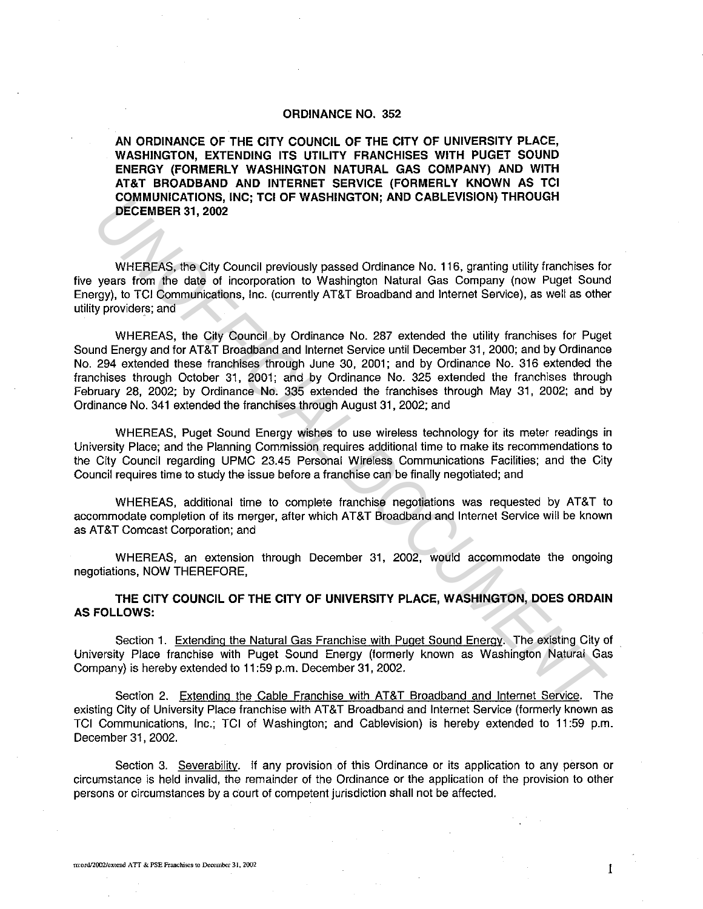# ORDINANCE NO. 352

**AN ORDINANCE OF THE CITY COUNCIL OF THE CITY OF UNIVERSITY PLACE, WASHINGTON, EXTENDING ITS UTILITY FRANCHISES WITH PUGET SOUND ENERGY (FORMERLY WASHINGTON NATURAL GAS COMPANY) AND WITH AT&T BROADBAND AND INTERNET SERVICE (FORMERLY KNOWN AS TCI COMMUNICATIONS, INC; TCI OF WASHINGTON; AND CABLEVISION) THROUGH DECEMBER 31, 2002**

WHEREAS, the City Council previously passed Ordinance No. 116, granting utility franchises for five years from the date of incorporation to Washington Natural Gas Company (now Puget Sound Energy), to TCI Communications, Inc. (currently AT&T Broadband and Internet Service), as well as other utility providers; and

WHEREAS, the City Council by Ordinance No. 287 extended the utility franchises for Puget Sound Energy and for AT&T Broadband and Internet Service until December 31, 2000; and by Ordinance No. 294 extended these franchises through June 30, 2001; and by Ordinance No. 316 extended the franchises through October 31, 2001; and by Ordinance No. 325 extended the franchises through February 28, 2002; by Ordinance No. 335 extended the franchises through May 31, 2002; and by Ordinance No. 341 extended the franchises through August 31, 2002; and

WHEREAS, Puget Sound Energy wishes to use wireless technology for its meter readings in University Place; and the Planning Commission requires additional time to make its recommendations to the City Council regarding UPMC 23.45 Personal Wireless Communications Facilities; and the City Council requires time to study the issue before a franchise can be finally negotiated; and

WHEREAS, additional time to complete franchise negotiations was requested by AT&T to accommodate completion of its merger, after which AT&T Broadband and Internet Service will be known as AT&T Comcast Corporation; and

WHEREAS, an extension through December 31, 2002, would accommodate the ongoing negotiations, NOW THEREFORE,

**THE CITY COUNCIL OF THE CITY OF UNIVERSITY PLACE, WASHINGTON, DOES ORDAIN AS FOLLOWS:**

Section 1. Extending the Natural Gas Franchise with Puget Sound Energy. The existing City of University Place franchise with Puget Sound Energy (formerly known as Washington Natural Gas Company) is hereby extended to 11:59 p.m. December 31, 2002.

Section 2. Extending the Cable Franchise with AT&T Broadband and Internet Service. The existing City of University Place franchise with AT&T Broadband and Internet Service (formerly known as TCI Communications, Inc.; TCI of Washington; and Cablevision) is hereby extended to 11:59 p.m. December 31, 2002.

Section 3. Severability. If any provision of this Ordinance or its application to any person or circumstance is held invalid, the remainder of the Ordinance or the application of the provision to other persons or circumstances by a court of competent jurisdiction shall not be affected.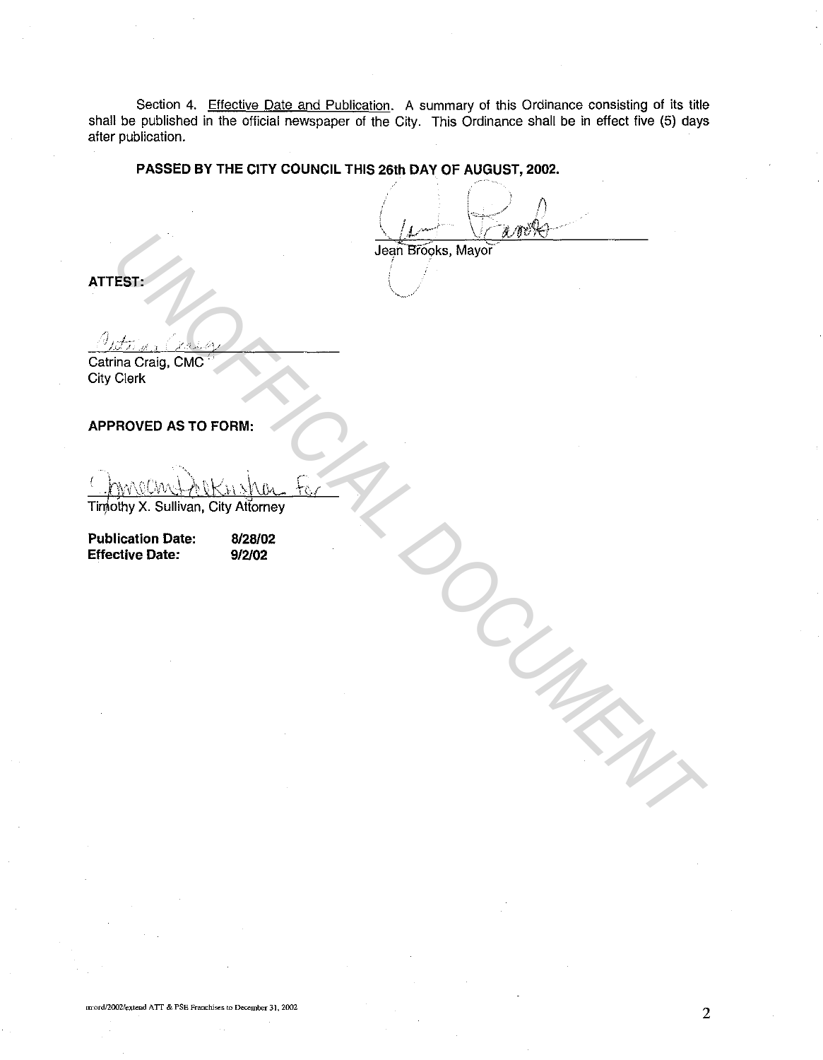Section 4. Effective Date and Publication. A summary of this Ordinance consisting of its title shall be published in the official newspaper of the City. This Ordinance shall be in effect five (5) days after publication.

**PASSED BY THE CITY COUNCIL THIS 26th DAY OF AUGUST, 2002.**

Jean Brooks, Mayor

**ATTEST:**

Catrina Craig, CMC
City Clerk

**APPROVED AS TO FORM:**

Timothy X. Sullivan, City Attorney

**Publication Date:** **8/28/02**
**Effective Date:** **9/2/02**

m:ord/2002/extend ATT & PSE Franchises to December 31, 2002